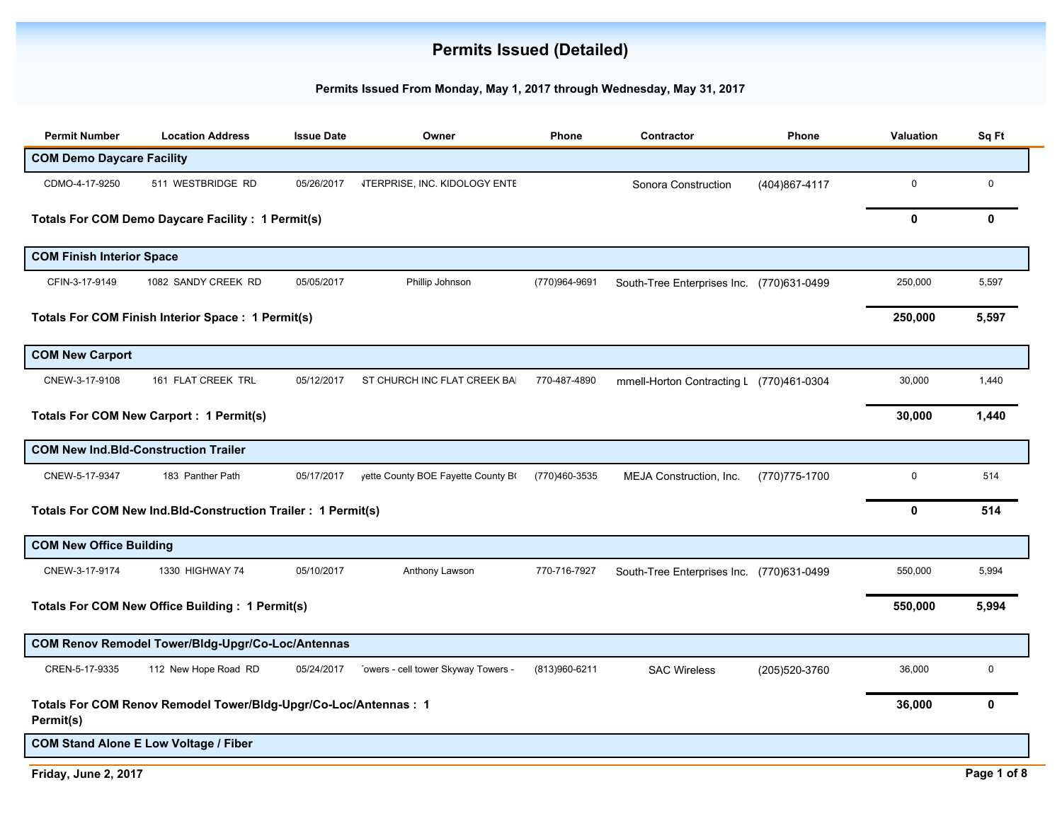# Permits Issued (Detailed)

**Permits Issued From Monday, May 1, 2017 through Wednesday, May 31, 2017**

| Permit Number | Location Address | Issue Date | Owner | Phone | Contractor | Phone | Valuation | Sq Ft |
|---|---|---|---|---|---|---|---|---|
| **COM Demo Daycare Facility** | | | | | | | | |
| CDMO-4-17-9250 | 511 WESTBRIDGE RD | 05/26/2017 | NTERPRISE, INC. KIDOLOGY ENTE | | Sonora Construction | (404)867-4117 | 0 | 0 |
| **Totals For COM Demo Daycare Facility : 1 Permit(s)** | | | | | | | **0** | **0** |
| **COM Finish Interior Space** | | | | | | | | |
| CFIN-3-17-9149 | 1082 SANDY CREEK RD | 05/05/2017 | Phillip Johnson | (770)964-9691 | South-Tree Enterprises Inc. | (770)631-0499 | 250,000 | 5,597 |
| **Totals For COM Finish Interior Space : 1 Permit(s)** | | | | | | | **250,000** | **5,597** |
| **COM New Carport** | | | | | | | | |
| CNEW-3-17-9108 | 161 FLAT CREEK TRL | 05/12/2017 | ST CHURCH INC FLAT CREEK BA | 770-487-4890 | mmell-Horton Contracting L | (770)461-0304 | 30,000 | 1,440 |
| **Totals For COM New Carport : 1 Permit(s)** | | | | | | | **30,000** | **1,440** |
| **COM New Ind.Bld-Construction Trailer** | | | | | | | | |
| CNEW-5-17-9347 | 183 Panther Path | 05/17/2017 | yette County BOE Fayette County B | (770)460-3535 | MEJA Construction, Inc. | (770)775-1700 | 0 | 514 |
| **Totals For COM New Ind.Bld-Construction Trailer : 1 Permit(s)** | | | | | | | **0** | **514** |
| **COM New Office Building** | | | | | | | | |
| CNEW-3-17-9174 | 1330 HIGHWAY 74 | 05/10/2017 | Anthony Lawson | 770-716-7927 | South-Tree Enterprises Inc. | (770)631-0499 | 550,000 | 5,994 |
| **Totals For COM New Office Building : 1 Permit(s)** | | | | | | | **550,000** | **5,994** |
| **COM Renov Remodel Tower/Bldg-Upgr/Co-Loc/Antennas** | | | | | | | | |
| CREN-5-17-9335 | 112 New Hope Road RD | 05/24/2017 | 'owers - cell tower Skyway Towers - | (813)960-6211 | SAC Wireless | (205)520-3760 | 36,000 | 0 |
| **Totals For COM Renov Remodel Tower/Bldg-Upgr/Co-Loc/Antennas : 1 Permit(s)** | | | | | | | **36,000** | **0** |
| **COM Stand Alone E Low Voltage / Fiber** | | | | | | | | |

Friday, June 2, 2017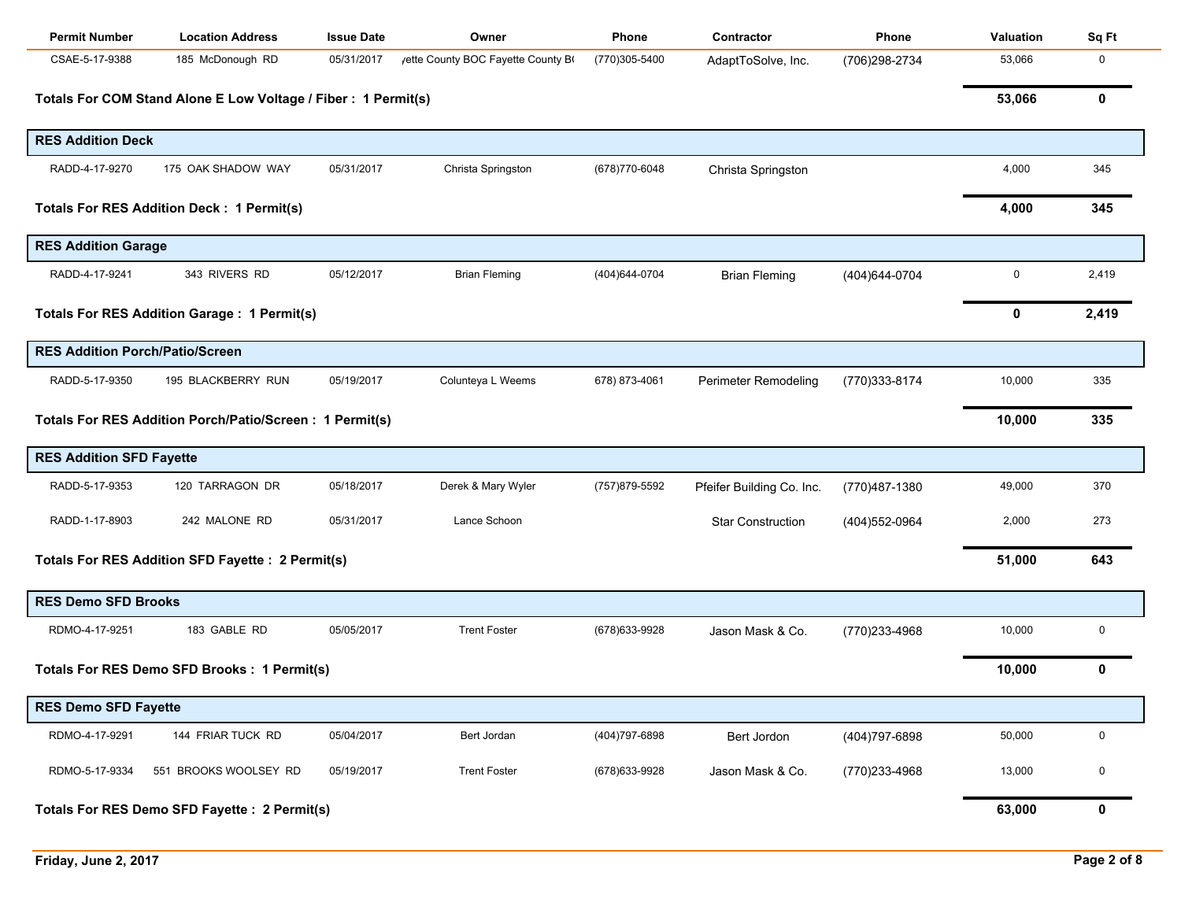| Permit Number | Location Address | Issue Date | Owner | Phone | Contractor | Phone | Valuation | Sq Ft |
|---|---|---|---|---|---|---|---|---|
| CSAE-5-17-9388 | 185 McDonough RD | 05/31/2017 | yette County BOC Fayette County B( | (770)305-5400 | AdaptToSolve, Inc. | (706)298-2734 | 53,066 | 0 |
| **Totals For COM Stand Alone E Low Voltage / Fiber : 1 Permit(s)** | | | | | | | **53,066** | **0** |
| **RES Addition Deck** | | | | | | | | |
| RADD-4-17-9270 | 175 OAK SHADOW WAY | 05/31/2017 | Christa Springston | (678)770-6048 | Christa Springston | | 4,000 | 345 |
| **Totals For RES Addition Deck : 1 Permit(s)** | | | | | | | **4,000** | **345** |
| **RES Addition Garage** | | | | | | | | |
| RADD-4-17-9241 | 343 RIVERS RD | 05/12/2017 | Brian Fleming | (404)644-0704 | Brian Fleming | (404)644-0704 | 0 | 2,419 |
| **Totals For RES Addition Garage : 1 Permit(s)** | | | | | | | **0** | **2,419** |
| **RES Addition Porch/Patio/Screen** | | | | | | | | |
| RADD-5-17-9350 | 195 BLACKBERRY RUN | 05/19/2017 | Colunteya L Weems | 678) 873-4061 | Perimeter Remodeling | (770)333-8174 | 10,000 | 335 |
| **Totals For RES Addition Porch/Patio/Screen : 1 Permit(s)** | | | | | | | **10,000** | **335** |
| **RES Addition SFD Fayette** | | | | | | | | |
| RADD-5-17-9353 | 120 TARRAGON DR | 05/18/2017 | Derek & Mary Wyler | (757)879-5592 | Pfeifer Building Co. Inc. | (770)487-1380 | 49,000 | 370 |
| RADD-1-17-8903 | 242 MALONE RD | 05/31/2017 | Lance Schoon | | Star Construction | (404)552-0964 | 2,000 | 273 |
| **Totals For RES Addition SFD Fayette : 2 Permit(s)** | | | | | | | **51,000** | **643** |
| **RES Demo SFD Brooks** | | | | | | | | |
| RDMO-4-17-9251 | 183 GABLE RD | 05/05/2017 | Trent Foster | (678)633-9928 | Jason Mask & Co. | (770)233-4968 | 10,000 | 0 |
| **Totals For RES Demo SFD Brooks : 1 Permit(s)** | | | | | | | **10,000** | **0** |
| **RES Demo SFD Fayette** | | | | | | | | |
| RDMO-4-17-9291 | 144 FRIAR TUCK RD | 05/04/2017 | Bert Jordan | (404)797-6898 | Bert Jordon | (404)797-6898 | 50,000 | 0 |
| RDMO-5-17-9334 | 551 BROOKS WOOLSEY RD | 05/19/2017 | Trent Foster | (678)633-9928 | Jason Mask & Co. | (770)233-4968 | 13,000 | 0 |
| **Totals For RES Demo SFD Fayette : 2 Permit(s)** | | | | | | | **63,000** | **0** |

Friday, June 2, 2017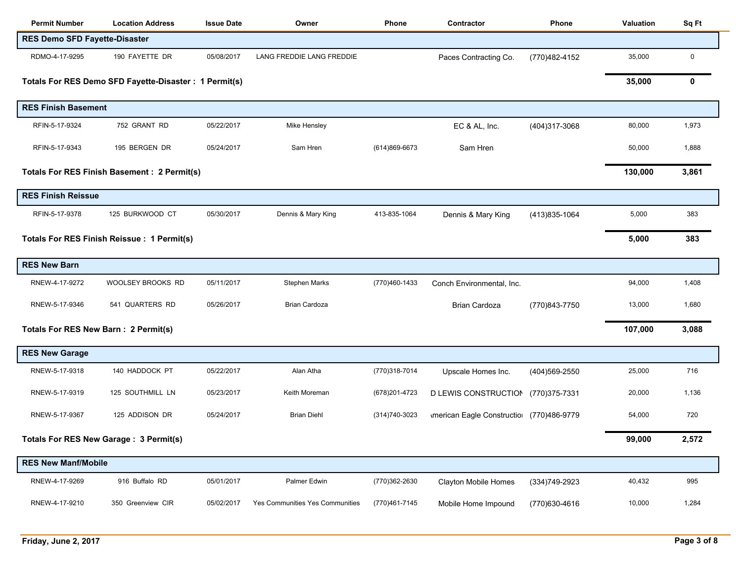| Permit Number | Location Address | Issue Date | Owner | Phone | Contractor | Phone | Valuation | Sq Ft |
|---|---|---|---|---|---|---|---|---|
| **RES Demo SFD Fayette-Disaster** | | | | | | | | |
| RDMO-4-17-9295 | 190 FAYETTE DR | 05/08/2017 | LANG FREDDIE LANG FREDDIE | | Paces Contracting Co. | (770)482-4152 | 35,000 | 0 |
| **Totals For RES Demo SFD Fayette-Disaster : 1 Permit(s)** | | | | | | | **35,000** | **0** |
| **RES Finish Basement** | | | | | | | | |
| RFIN-5-17-9324 | 752 GRANT RD | 05/22/2017 | Mike Hensley | | EC & AL, Inc. | (404)317-3068 | 80,000 | 1,973 |
| RFIN-5-17-9343 | 195 BERGEN DR | 05/24/2017 | Sam Hren | (614)869-6673 | Sam Hren | | 50,000 | 1,888 |
| **Totals For RES Finish Basement : 2 Permit(s)** | | | | | | | **130,000** | **3,861** |
| **RES Finish Reissue** | | | | | | | | |
| RFIN-5-17-9378 | 125 BURKWOOD CT | 05/30/2017 | Dennis & Mary King | 413-835-1064 | Dennis & Mary King | (413)835-1064 | 5,000 | 383 |
| **Totals For RES Finish Reissue : 1 Permit(s)** | | | | | | | **5,000** | **383** |
| **RES New Barn** | | | | | | | | |
| RNEW-4-17-9272 | WOOLSEY BROOKS RD | 05/11/2017 | Stephen Marks | (770)460-1433 | Conch Environmental, Inc. | | 94,000 | 1,408 |
| RNEW-5-17-9346 | 541 QUARTERS RD | 05/26/2017 | Brian Cardoza | | Brian Cardoza | (770)843-7750 | 13,000 | 1,680 |
| **Totals For RES New Barn : 2 Permit(s)** | | | | | | | **107,000** | **3,088** |
| **RES New Garage** | | | | | | | | |
| RNEW-5-17-9318 | 140 HADDOCK PT | 05/22/2017 | Alan Atha | (770)318-7014 | Upscale Homes Inc. | (404)569-2550 | 25,000 | 716 |
| RNEW-5-17-9319 | 125 SOUTHMILL LN | 05/23/2017 | Keith Moreman | (678)201-4723 | D LEWIS CONSTRUCTION | (770)375-7331 | 20,000 | 1,136 |
| RNEW-5-17-9367 | 125 ADDISON DR | 05/24/2017 | Brian Diehl | (314)740-3023 | American Eagle Construction | (770)486-9779 | 54,000 | 720 |
| **Totals For RES New Garage : 3 Permit(s)** | | | | | | | **99,000** | **2,572** |
| **RES New Manf/Mobile** | | | | | | | | |
| RNEW-4-17-9269 | 916 Buffalo RD | 05/01/2017 | Palmer Edwin | (770)362-2630 | Clayton Mobile Homes | (334)749-2923 | 40,432 | 995 |
| RNEW-4-17-9210 | 350 Greenview CIR | 05/02/2017 | Yes Communities Yes Communities | (770)461-7145 | Mobile Home Impound | (770)630-4616 | 10,000 | 1,284 |

**Friday, June 2, 2017**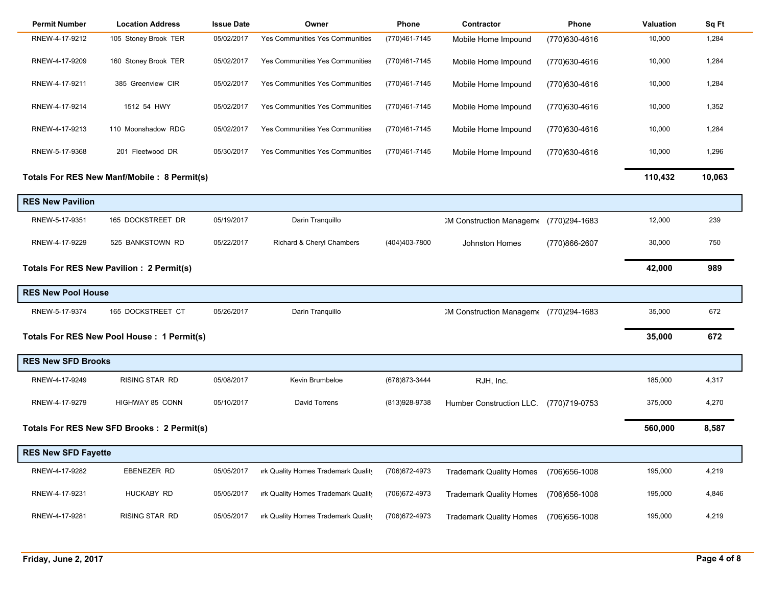| Permit Number | Location Address | Issue Date | Owner | Phone | Contractor | Phone | Valuation | Sq Ft |
|---|---|---|---|---|---|---|---|---|
| RNEW-4-17-9212 | 105 Stoney Brook TER | 05/02/2017 | Yes Communities Yes Communities | (770)461-7145 | Mobile Home Impound | (770)630-4616 | 10,000 | 1,284 |
| RNEW-4-17-9209 | 160 Stoney Brook TER | 05/02/2017 | Yes Communities Yes Communities | (770)461-7145 | Mobile Home Impound | (770)630-4616 | 10,000 | 1,284 |
| RNEW-4-17-9211 | 385 Greenview CIR | 05/02/2017 | Yes Communities Yes Communities | (770)461-7145 | Mobile Home Impound | (770)630-4616 | 10,000 | 1,284 |
| RNEW-4-17-9214 | 1512 54 HWY | 05/02/2017 | Yes Communities Yes Communities | (770)461-7145 | Mobile Home Impound | (770)630-4616 | 10,000 | 1,352 |
| RNEW-4-17-9213 | 110 Moonshadow RDG | 05/02/2017 | Yes Communities Yes Communities | (770)461-7145 | Mobile Home Impound | (770)630-4616 | 10,000 | 1,284 |
| RNEW-5-17-9368 | 201 Fleetwood DR | 05/30/2017 | Yes Communities Yes Communities | (770)461-7145 | Mobile Home Impound | (770)630-4616 | 10,000 | 1,296 |
| **Totals For RES New Manf/Mobile : 8 Permit(s)** | | | | | | | **110,432** | **10,063** |

**RES New Pavilion**

| Permit Number | Location Address | Issue Date | Owner | Phone | Contractor | Phone | Valuation | Sq Ft |
|---|---|---|---|---|---|---|---|---|
| RNEW-5-17-9351 | 165 DOCKSTREET DR | 05/19/2017 | Darin Tranquillo | | CM Construction Manageme | (770)294-1683 | 12,000 | 239 |
| RNEW-4-17-9229 | 525 BANKSTOWN RD | 05/22/2017 | Richard & Cheryl Chambers | (404)403-7800 | Johnston Homes | (770)866-2607 | 30,000 | 750 |
| **Totals For RES New Pavilion : 2 Permit(s)** | | | | | | | **42,000** | **989** |

**RES New Pool House**

| Permit Number | Location Address | Issue Date | Owner | Phone | Contractor | Phone | Valuation | Sq Ft |
|---|---|---|---|---|---|---|---|---|
| RNEW-5-17-9374 | 165 DOCKSTREET CT | 05/26/2017 | Darin Tranquillo | | CM Construction Manageme | (770)294-1683 | 35,000 | 672 |
| **Totals For RES New Pool House : 1 Permit(s)** | | | | | | | **35,000** | **672** |

**RES New SFD Brooks**

| Permit Number | Location Address | Issue Date | Owner | Phone | Contractor | Phone | Valuation | Sq Ft |
|---|---|---|---|---|---|---|---|---|
| RNEW-4-17-9249 | RISING STAR RD | 05/08/2017 | Kevin Brumbeloe | (678)873-3444 | RJH, Inc. | | 185,000 | 4,317 |
| RNEW-4-17-9279 | HIGHWAY 85 CONN | 05/10/2017 | David Torrens | (813)928-9738 | Humber Construction LLC. | (770)719-0753 | 375,000 | 4,270 |
| **Totals For RES New SFD Brooks : 2 Permit(s)** | | | | | | | **560,000** | **8,587** |

**RES New SFD Fayette**

| Permit Number | Location Address | Issue Date | Owner | Phone | Contractor | Phone | Valuation | Sq Ft |
|---|---|---|---|---|---|---|---|---|
| RNEW-4-17-9282 | EBENEZER RD | 05/05/2017 | rk Quality Homes Trademark Quality | (706)672-4973 | Trademark Quality Homes | (706)656-1008 | 195,000 | 4,219 |
| RNEW-4-17-9231 | HUCKABY RD | 05/05/2017 | rk Quality Homes Trademark Quality | (706)672-4973 | Trademark Quality Homes | (706)656-1008 | 195,000 | 4,846 |
| RNEW-4-17-9281 | RISING STAR RD | 05/05/2017 | rk Quality Homes Trademark Quality | (706)672-4973 | Trademark Quality Homes | (706)656-1008 | 195,000 | 4,219 |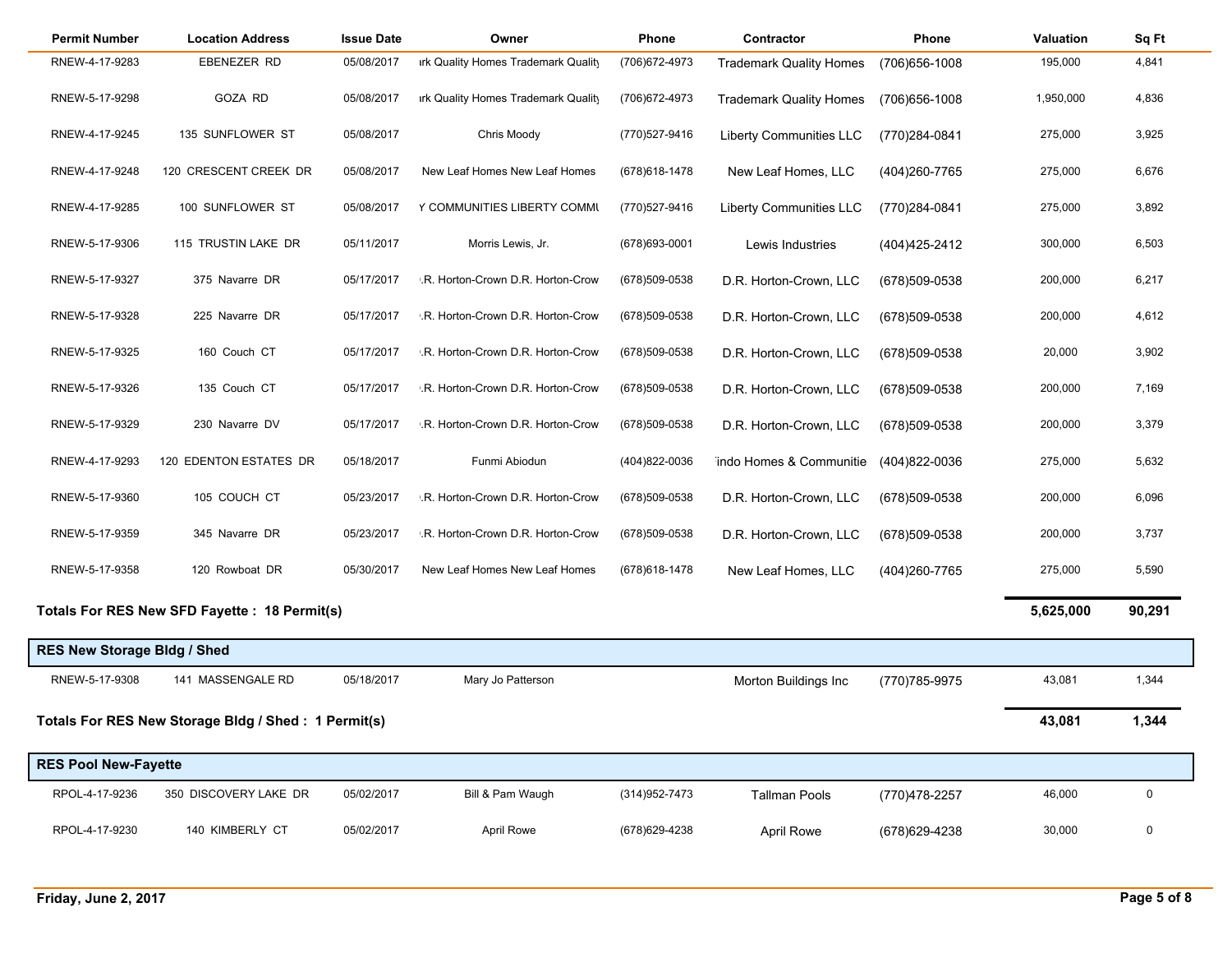| Permit Number | Location Address | Issue Date | Owner | Phone | Contractor | Phone | Valuation | Sq Ft |
|---|---|---|---|---|---|---|---|---|
| RNEW-4-17-9283 | EBENEZER RD | 05/08/2017 | ırk Quality Homes Trademark Quality | (706)672-4973 | Trademark Quality Homes | (706)656-1008 | 195,000 | 4,841 |
| RNEW-5-17-9298 | GOZA RD | 05/08/2017 | ırk Quality Homes Trademark Quality | (706)672-4973 | Trademark Quality Homes | (706)656-1008 | 1,950,000 | 4,836 |
| RNEW-4-17-9245 | 135 SUNFLOWER ST | 05/08/2017 | Chris Moody | (770)527-9416 | Liberty Communities LLC | (770)284-0841 | 275,000 | 3,925 |
| RNEW-4-17-9248 | 120 CRESCENT CREEK DR | 05/08/2017 | New Leaf Homes New Leaf Homes | (678)618-1478 | New Leaf Homes, LLC | (404)260-7765 | 275,000 | 6,676 |
| RNEW-4-17-9285 | 100 SUNFLOWER ST | 05/08/2017 | Y COMMUNITIES LIBERTY COMMU | (770)527-9416 | Liberty Communities LLC | (770)284-0841 | 275,000 | 3,892 |
| RNEW-5-17-9306 | 115 TRUSTIN LAKE DR | 05/11/2017 | Morris Lewis, Jr. | (678)693-0001 | Lewis Industries | (404)425-2412 | 300,000 | 6,503 |
| RNEW-5-17-9327 | 375 Navarre DR | 05/17/2017 | .R. Horton-Crown D.R. Horton-Crow | (678)509-0538 | D.R. Horton-Crown, LLC | (678)509-0538 | 200,000 | 6,217 |
| RNEW-5-17-9328 | 225 Navarre DR | 05/17/2017 | .R. Horton-Crown D.R. Horton-Crow | (678)509-0538 | D.R. Horton-Crown, LLC | (678)509-0538 | 200,000 | 4,612 |
| RNEW-5-17-9325 | 160 Couch CT | 05/17/2017 | .R. Horton-Crown D.R. Horton-Crow | (678)509-0538 | D.R. Horton-Crown, LLC | (678)509-0538 | 20,000 | 3,902 |
| RNEW-5-17-9326 | 135 Couch CT | 05/17/2017 | .R. Horton-Crown D.R. Horton-Crow | (678)509-0538 | D.R. Horton-Crown, LLC | (678)509-0538 | 200,000 | 7,169 |
| RNEW-5-17-9329 | 230 Navarre DV | 05/17/2017 | .R. Horton-Crown D.R. Horton-Crow | (678)509-0538 | D.R. Horton-Crown, LLC | (678)509-0538 | 200,000 | 3,379 |
| RNEW-4-17-9293 | 120 EDENTON ESTATES DR | 05/18/2017 | Funmi Abiodun | (404)822-0036 | 'indo Homes & Communitie | (404)822-0036 | 275,000 | 5,632 |
| RNEW-5-17-9360 | 105 COUCH CT | 05/23/2017 | .R. Horton-Crown D.R. Horton-Crow | (678)509-0538 | D.R. Horton-Crown, LLC | (678)509-0538 | 200,000 | 6,096 |
| RNEW-5-17-9359 | 345 Navarre DR | 05/23/2017 | .R. Horton-Crown D.R. Horton-Crow | (678)509-0538 | D.R. Horton-Crown, LLC | (678)509-0538 | 200,000 | 3,737 |
| RNEW-5-17-9358 | 120 Rowboat DR | 05/30/2017 | New Leaf Homes New Leaf Homes | (678)618-1478 | New Leaf Homes, LLC | (404)260-7765 | 275,000 | 5,590 |
| **Totals For RES New SFD Fayette : 18 Permit(s)** | | | | | | | **5,625,000** | **90,291** |

**RES New Storage Bldg / Shed**

| Permit Number | Location Address | Issue Date | Owner | Phone | Contractor | Phone | Valuation | Sq Ft |
|---|---|---|---|---|---|---|---|---|
| RNEW-5-17-9308 | 141 MASSENGALE RD | 05/18/2017 | Mary Jo Patterson | | Morton Buildings Inc | (770)785-9975 | 43,081 | 1,344 |
| **Totals For RES New Storage Bldg / Shed : 1 Permit(s)** | | | | | | | **43,081** | **1,344** |

**RES Pool New-Fayette**

| Permit Number | Location Address | Issue Date | Owner | Phone | Contractor | Phone | Valuation | Sq Ft |
|---|---|---|---|---|---|---|---|---|
| RPOL-4-17-9236 | 350 DISCOVERY LAKE DR | 05/02/2017 | Bill & Pam Waugh | (314)952-7473 | Tallman Pools | (770)478-2257 | 46,000 | 0 |
| RPOL-4-17-9230 | 140 KIMBERLY CT | 05/02/2017 | April Rowe | (678)629-4238 | April Rowe | (678)629-4238 | 30,000 | 0 |

**Friday, June 2, 2017**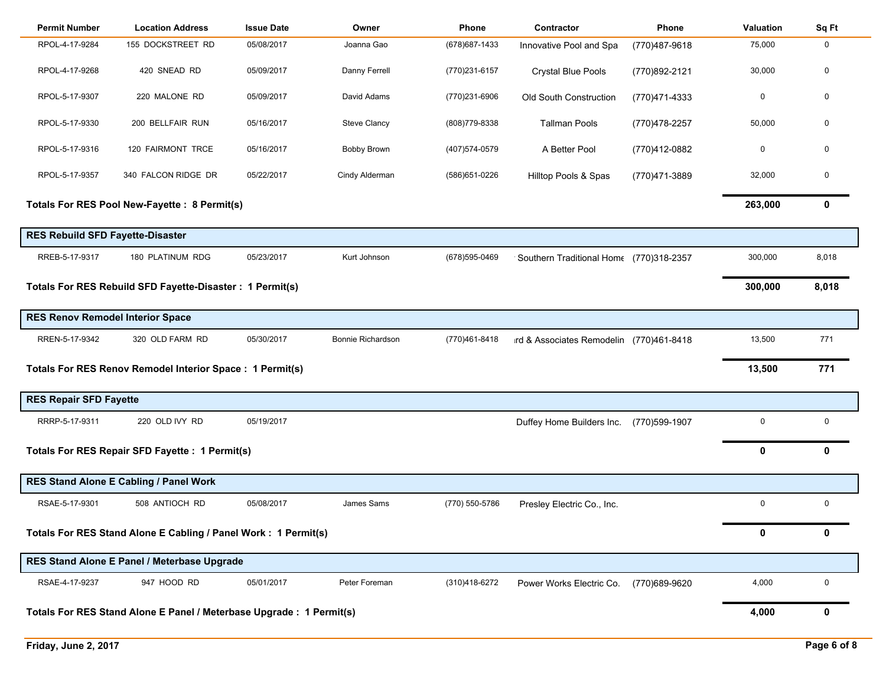| Permit Number | Location Address | Issue Date | Owner | Phone | Contractor | Phone | Valuation | Sq Ft |
|---|---|---|---|---|---|---|---|---|
| RPOL-4-17-9284 | 155 DOCKSTREET RD | 05/08/2017 | Joanna Gao | (678)687-1433 | Innovative Pool and Spa | (770)487-9618 | 75,000 | 0 |
| RPOL-4-17-9268 | 420 SNEAD RD | 05/09/2017 | Danny Ferrell | (770)231-6157 | Crystal Blue Pools | (770)892-2121 | 30,000 | 0 |
| RPOL-5-17-9307 | 220 MALONE RD | 05/09/2017 | David Adams | (770)231-6906 | Old South Construction | (770)471-4333 | 0 | 0 |
| RPOL-5-17-9330 | 200 BELLFAIR RUN | 05/16/2017 | Steve Clancy | (808)779-8338 | Tallman Pools | (770)478-2257 | 50,000 | 0 |
| RPOL-5-17-9316 | 120 FAIRMONT TRCE | 05/16/2017 | Bobby Brown | (407)574-0579 | A Better Pool | (770)412-0882 | 0 | 0 |
| RPOL-5-17-9357 | 340 FALCON RIDGE DR | 05/22/2017 | Cindy Alderman | (586)651-0226 | Hilltop Pools & Spas | (770)471-3889 | 32,000 | 0 |
| **Totals For RES Pool New-Fayette : 8 Permit(s)** | | | | | | | **263,000** | **0** |
| **RES Rebuild SFD Fayette-Disaster** | | | | | | | | |
| RREB-5-17-9317 | 180 PLATINUM RDG | 05/23/2017 | Kurt Johnson | (678)595-0469 | Southern Traditional Home | (770)318-2357 | 300,000 | 8,018 |
| **Totals For RES Rebuild SFD Fayette-Disaster : 1 Permit(s)** | | | | | | | **300,000** | **8,018** |
| **RES Renov Remodel Interior Space** | | | | | | | | |
| RREN-5-17-9342 | 320 OLD FARM RD | 05/30/2017 | Bonnie Richardson | (770)461-8418 | ırd & Associates Remodelin | (770)461-8418 | 13,500 | 771 |
| **Totals For RES Renov Remodel Interior Space : 1 Permit(s)** | | | | | | | **13,500** | **771** |
| **RES Repair SFD Fayette** | | | | | | | | |
| RRRP-5-17-9311 | 220 OLD IVY RD | 05/19/2017 | | | Duffey Home Builders Inc. | (770)599-1907 | 0 | 0 |
| **Totals For RES Repair SFD Fayette : 1 Permit(s)** | | | | | | | **0** | **0** |
| **RES Stand Alone E Cabling / Panel Work** | | | | | | | | |
| RSAE-5-17-9301 | 508 ANTIOCH RD | 05/08/2017 | James Sams | (770) 550-5786 | Presley Electric Co., Inc. | | 0 | 0 |
| **Totals For RES Stand Alone E Cabling / Panel Work : 1 Permit(s)** | | | | | | | **0** | **0** |
| **RES Stand Alone E Panel / Meterbase Upgrade** | | | | | | | | |
| RSAE-4-17-9237 | 947 HOOD RD | 05/01/2017 | Peter Foreman | (310)418-6272 | Power Works Electric Co. | (770)689-9620 | 4,000 | 0 |
| **Totals For RES Stand Alone E Panel / Meterbase Upgrade : 1 Permit(s)** | | | | | | | **4,000** | **0** |

Friday, June 2, 2017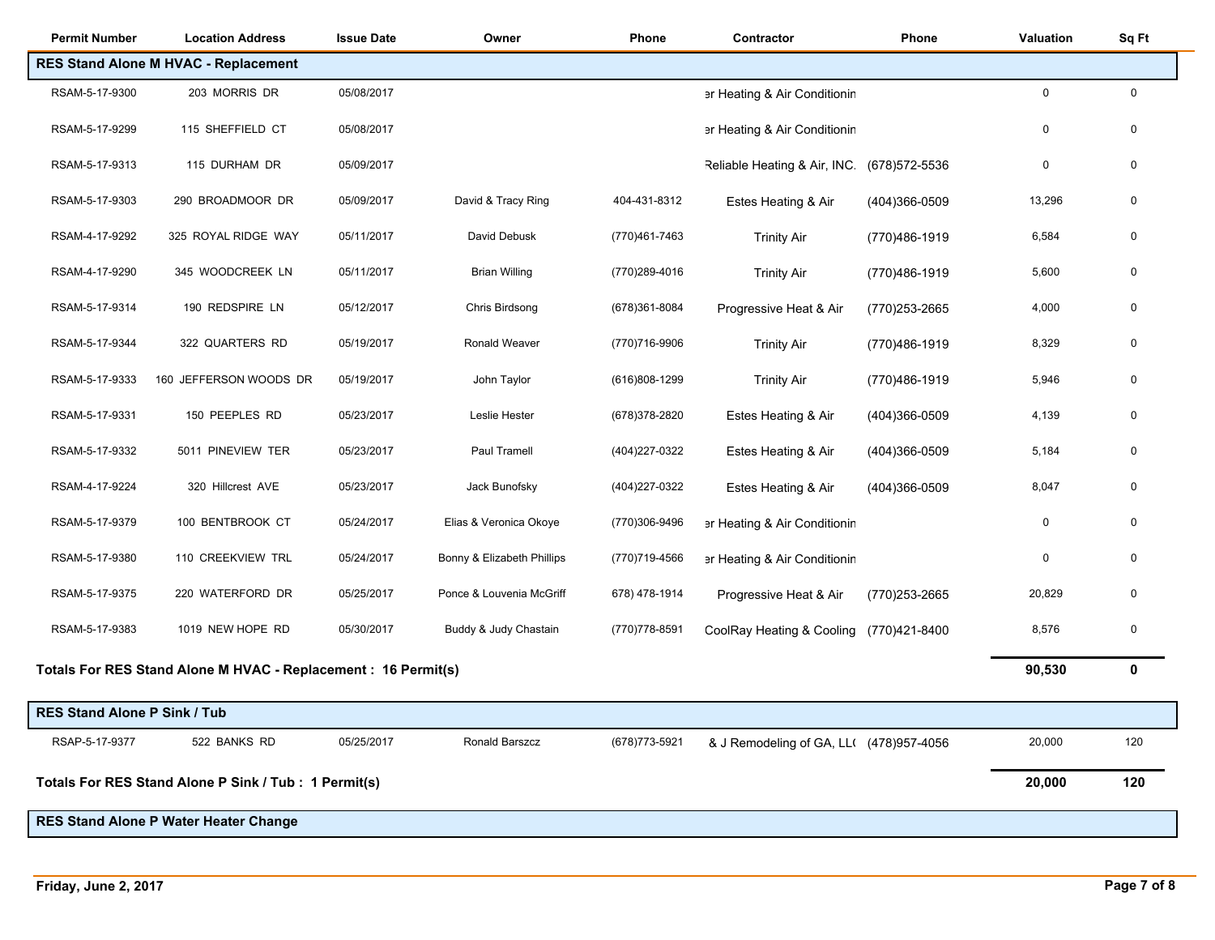| Permit Number | Location Address | Issue Date | Owner | Phone | Contractor | Phone | Valuation | Sq Ft |
|---|---|---|---|---|---|---|---|---|
| **RES Stand Alone M HVAC - Replacement** | | | | | | | | |
| RSAM-5-17-9300 | 203 MORRIS DR | 05/08/2017 | | | er Heating & Air Conditionin | | 0 | 0 |
| RSAM-5-17-9299 | 115 SHEFFIELD CT | 05/08/2017 | | | er Heating & Air Conditionin | | 0 | 0 |
| RSAM-5-17-9313 | 115 DURHAM DR | 05/09/2017 | | | Reliable Heating & Air, INC. | (678)572-5536 | 0 | 0 |
| RSAM-5-17-9303 | 290 BROADMOOR DR | 05/09/2017 | David & Tracy Ring | 404-431-8312 | Estes Heating & Air | (404)366-0509 | 13,296 | 0 |
| RSAM-4-17-9292 | 325 ROYAL RIDGE WAY | 05/11/2017 | David Debusk | (770)461-7463 | Trinity Air | (770)486-1919 | 6,584 | 0 |
| RSAM-4-17-9290 | 345 WOODCREEK LN | 05/11/2017 | Brian Willing | (770)289-4016 | Trinity Air | (770)486-1919 | 5,600 | 0 |
| RSAM-5-17-9314 | 190 REDSPIRE LN | 05/12/2017 | Chris Birdsong | (678)361-8084 | Progressive Heat & Air | (770)253-2665 | 4,000 | 0 |
| RSAM-5-17-9344 | 322 QUARTERS RD | 05/19/2017 | Ronald Weaver | (770)716-9906 | Trinity Air | (770)486-1919 | 8,329 | 0 |
| RSAM-5-17-9333 | 160 JEFFERSON WOODS DR | 05/19/2017 | John Taylor | (616)808-1299 | Trinity Air | (770)486-1919 | 5,946 | 0 |
| RSAM-5-17-9331 | 150 PEEPLES RD | 05/23/2017 | Leslie Hester | (678)378-2820 | Estes Heating & Air | (404)366-0509 | 4,139 | 0 |
| RSAM-5-17-9332 | 5011 PINEVIEW TER | 05/23/2017 | Paul Tramell | (404)227-0322 | Estes Heating & Air | (404)366-0509 | 5,184 | 0 |
| RSAM-4-17-9224 | 320 Hillcrest AVE | 05/23/2017 | Jack Bunofsky | (404)227-0322 | Estes Heating & Air | (404)366-0509 | 8,047 | 0 |
| RSAM-5-17-9379 | 100 BENTBROOK CT | 05/24/2017 | Elias & Veronica Okoye | (770)306-9496 | er Heating & Air Conditionin | | 0 | 0 |
| RSAM-5-17-9380 | 110 CREEKVIEW TRL | 05/24/2017 | Bonny & Elizabeth Phillips | (770)719-4566 | er Heating & Air Conditionin | | 0 | 0 |
| RSAM-5-17-9375 | 220 WATERFORD DR | 05/25/2017 | Ponce & Louvenia McGriff | 678) 478-1914 | Progressive Heat & Air | (770)253-2665 | 20,829 | 0 |
| RSAM-5-17-9383 | 1019 NEW HOPE RD | 05/30/2017 | Buddy & Judy Chastain | (770)778-8591 | CoolRay Heating & Cooling | (770)421-8400 | 8,576 | 0 |
| **Totals For RES Stand Alone M HVAC - Replacement : 16 Permit(s)** | | | | | | | **90,530** | **0** |
| **RES Stand Alone P Sink / Tub** | | | | | | | | |
| RSAP-5-17-9377 | 522 BANKS RD | 05/25/2017 | Ronald Barszcz | (678)773-5921 | & J Remodeling of GA, LL( | (478)957-4056 | 20,000 | 120 |
| **Totals For RES Stand Alone P Sink / Tub : 1 Permit(s)** | | | | | | | **20,000** | **120** |
| **RES Stand Alone P Water Heater Change** | | | | | | | | |

**Friday, June 2, 2017**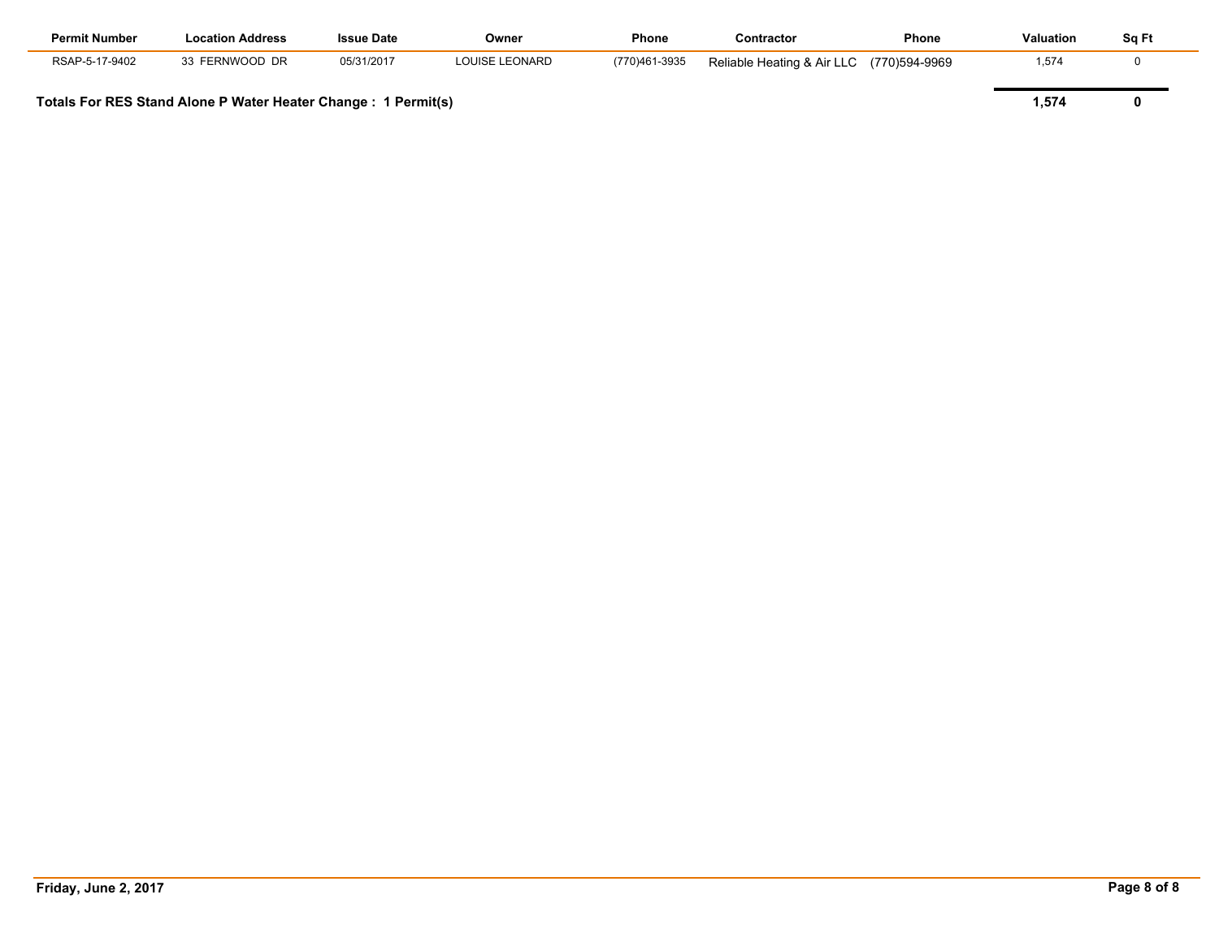| Permit Number | Location Address | Issue Date | Owner | Phone | Contractor | Phone | Valuation | Sq Ft |
|---|---|---|---|---|---|---|---|---|
| RSAP-5-17-9402 | 33 FERNWOOD DR | 05/31/2017 | LOUISE LEONARD | (770)461-3935 | Reliable Heating & Air LLC | (770)594-9969 | 1,574 | 0 |
| **Totals For RES Stand Alone P Water Heater Change : 1 Permit(s)** | | | | | | | **1,574** | **0** |

**Friday, June 2, 2017**